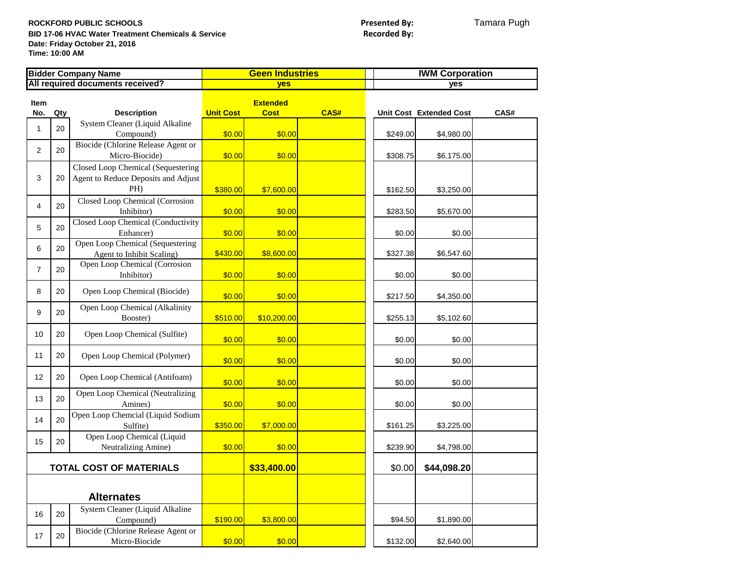**ROCKFORD PUBLIC SCHOOLS**
**BID 17-06 HVAC Water Treatment Chemicals & Service**
**Date: Friday October 21, 2016**
**Time: 10:00 AM**

**Presented By:** Tamara Pugh
**Recorded By:**

| **Bidder Company Name** | | | **Geen Industries** | | | **IWM Corporation** | | |
|---|---|---|---|---|---|---|---|---|
| **All required documents received?** | | | **yes** | | | **yes** | | |
| **Item No.** | **Qty** | **Description** | **Unit Cost** | **Extended Cost** | **CAS#** | **Unit Cost** | **Extended Cost** | **CAS#** |
| 1 | 20 | System Cleaner (Liquid Alkaline Compound) | $0.00 | $0.00 | | $249.00 | $4,980.00 | |
| 2 | 20 | Biocide (Chlorine Release Agent or Micro-Biocide) | $0.00 | $0.00 | | $308.75 | $6,175.00 | |
| 3 | 20 | Closed Loop Chemical (Sequestering Agent to Reduce Deposits and Adjust PH) | $380.00 | $7,600.00 | | $162.50 | $3,250.00 | |
| 4 | 20 | Closed Loop Chemical (Corrosion Inhibitor) | $0.00 | $0.00 | | $283.50 | $5,670.00 | |
| 5 | 20 | Closed Loop Chemical (Conductivity Enhancer) | $0.00 | $0.00 | | $0.00 | $0.00 | |
| 6 | 20 | Open Loop Chemical (Sequestering Agent to Inhibit Scaling) | $430.00 | $8,600.00 | | $327.38 | $6,547.60 | |
| 7 | 20 | Open Loop Chemical (Corrosion Inhibitor) | $0.00 | $0.00 | | $0.00 | $0.00 | |
| 8 | 20 | Open Loop Chemical (Biocide) | $0.00 | $0.00 | | $217.50 | $4,350.00 | |
| 9 | 20 | Open Loop Chemical (Alkalinity Booster) | $510.00 | $10,200.00 | | $255.13 | $5,102.60 | |
| 10 | 20 | Open Loop Chemical (Sulfite) | $0.00 | $0.00 | | $0.00 | $0.00 | |
| 11 | 20 | Open Loop Chemical (Polymer) | $0.00 | $0.00 | | $0.00 | $0.00 | |
| 12 | 20 | Open Loop Chemical (Antifoam) | $0.00 | $0.00 | | $0.00 | $0.00 | |
| 13 | 20 | Open Loop Chemical (Neutralizing Amines) | $0.00 | $0.00 | | $0.00 | $0.00 | |
| 14 | 20 | Open Loop Chemcial (Liquid Sodium Sulfite) | $350.00 | $7,000.00 | | $161.25 | $3,225.00 | |
| 15 | 20 | Open Loop Chemical (Liquid Neutralizing Amine) | $0.00 | $0.00 | | $239.90 | $4,798.00 | |
| **TOTAL COST OF MATERIALS** | | | | **$33,400.00** | | $0.00 | **$44,098.20** | |
| **Alternates** | | | | | | | | |
| 16 | 20 | System Cleaner (Liquid Alkaline Compound) | $190.00 | $3,800.00 | | $94.50 | $1,890.00 | |
| 17 | 20 | Biocide (Chlorine Release Agent or Micro-Biocide | $0.00 | $0.00 | | $132.00 | $2,640.00 | |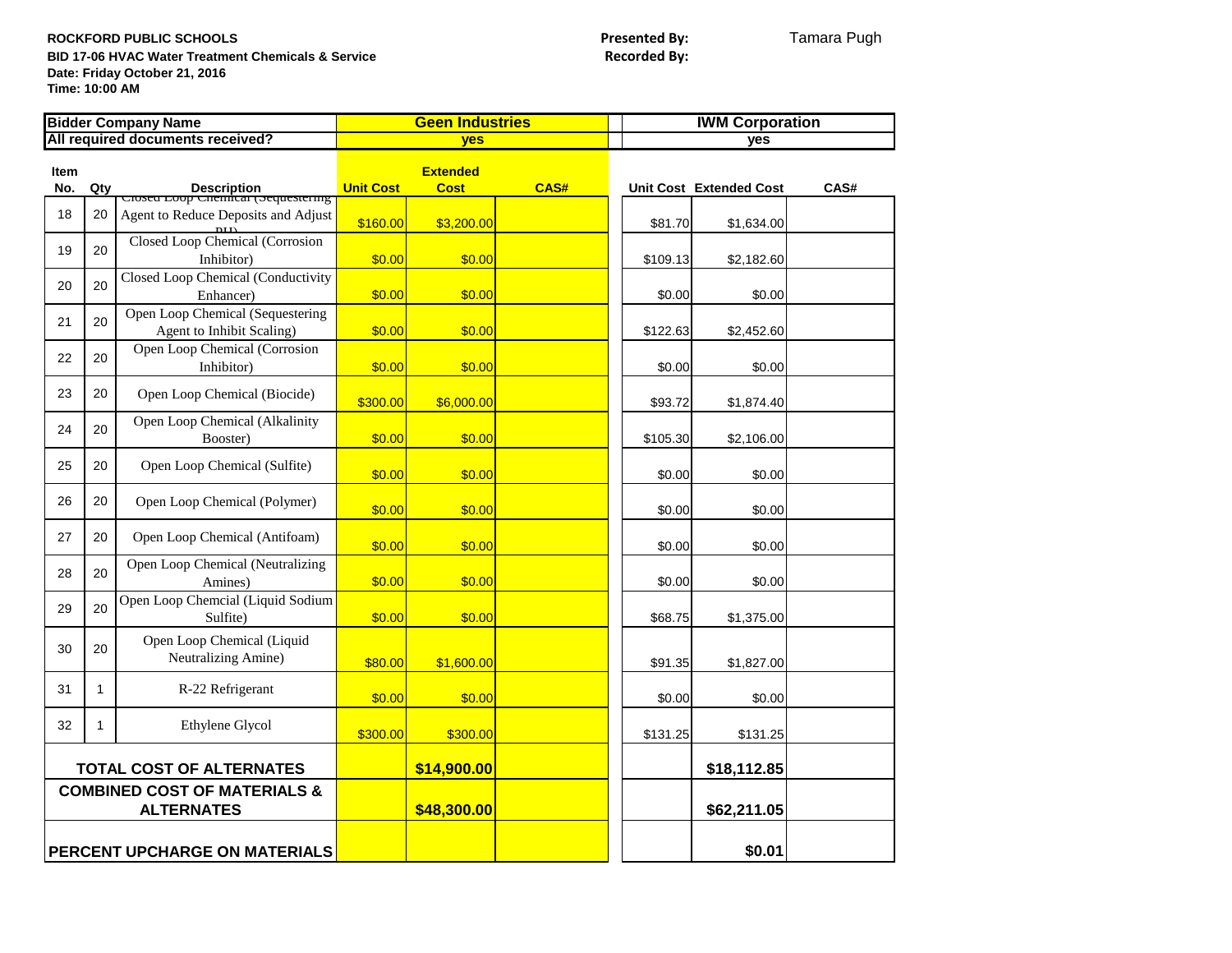**ROCKFORD PUBLIC SCHOOLS**
**BID 17-06 HVAC Water Treatment Chemicals & Service**
**Date: Friday October 21, 2016**
**Time: 10:00 AM**

**Presented By:** Tamara Pugh
**Recorded By:**

| Bidder Company Name | | | Geen Industries | | | IWM Corporation | | |
|---|---|---|---|---|---|---|---|---|
| All required documents received? | | | yes | | | yes | | |
| Item No. | Qty | Description | Unit Cost | Extended Cost | CAS# | Unit Cost | Extended Cost | CAS# |
| 18 | 20 | Closed Loop Chemical (Sequestering Agent to Reduce Deposits and Adjust PH) | $160.00 | $3,200.00 | | $81.70 | $1,634.00 | |
| 19 | 20 | Closed Loop Chemical (Corrosion Inhibitor) | $0.00 | $0.00 | | $109.13 | $2,182.60 | |
| 20 | 20 | Closed Loop Chemical (Conductivity Enhancer) | $0.00 | $0.00 | | $0.00 | $0.00 | |
| 21 | 20 | Open Loop Chemical (Sequestering Agent to Inhibit Scaling) | $0.00 | $0.00 | | $122.63 | $2,452.60 | |
| 22 | 20 | Open Loop Chemical (Corrosion Inhibitor) | $0.00 | $0.00 | | $0.00 | $0.00 | |
| 23 | 20 | Open Loop Chemical (Biocide) | $300.00 | $6,000.00 | | $93.72 | $1,874.40 | |
| 24 | 20 | Open Loop Chemical (Alkalinity Booster) | $0.00 | $0.00 | | $105.30 | $2,106.00 | |
| 25 | 20 | Open Loop Chemical (Sulfite) | $0.00 | $0.00 | | $0.00 | $0.00 | |
| 26 | 20 | Open Loop Chemical (Polymer) | $0.00 | $0.00 | | $0.00 | $0.00 | |
| 27 | 20 | Open Loop Chemical (Antifoam) | $0.00 | $0.00 | | $0.00 | $0.00 | |
| 28 | 20 | Open Loop Chemical (Neutralizing Amines) | $0.00 | $0.00 | | $0.00 | $0.00 | |
| 29 | 20 | Open Loop Chemcial (Liquid Sodium Sulfite) | $0.00 | $0.00 | | $68.75 | $1,375.00 | |
| 30 | 20 | Open Loop Chemical (Liquid Neutralizing Amine) | $80.00 | $1,600.00 | | $91.35 | $1,827.00 | |
| 31 | 1 | R-22 Refrigerant | $0.00 | $0.00 | | $0.00 | $0.00 | |
| 32 | 1 | Ethylene Glycol | $300.00 | $300.00 | | $131.25 | $131.25 | |
| **TOTAL COST OF ALTERNATES** | | | | **$14,900.00** | | | **$18,112.85** | |
| **COMBINED COST OF MATERIALS & ALTERNATES** | | | | **$48,300.00** | | | **$62,211.05** | |
| **PERCENT UPCHARGE ON MATERIALS** | | | | | | | **$0.01** | |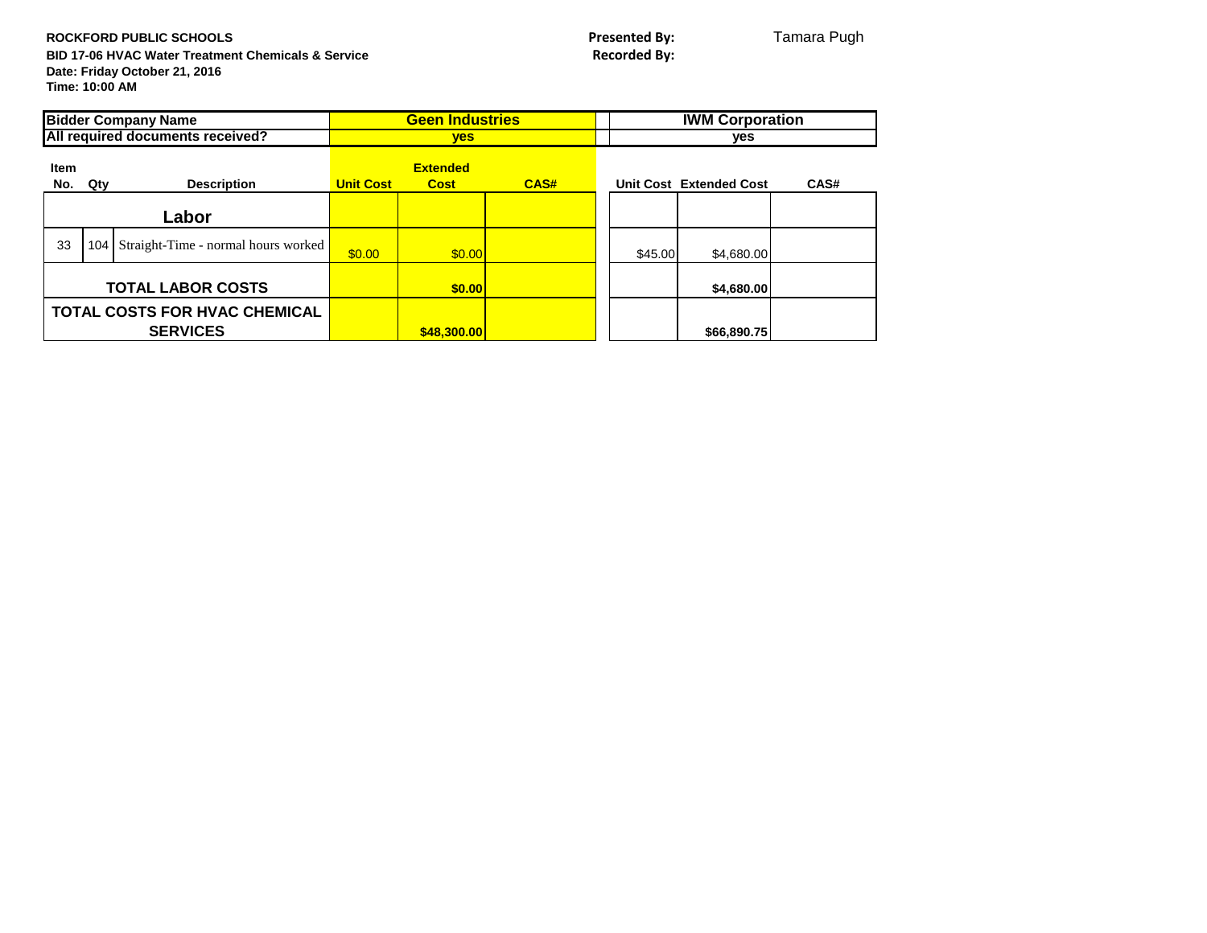**ROCKFORD PUBLIC SCHOOLS**
**BID 17-06 HVAC Water Treatment Chemicals & Service**
**Date: Friday October 21, 2016**
**Time: 10:00 AM**

**Presented By:** Tamara Pugh
**Recorded By:**

| Bidder Company Name | | | Geen Industries | | | | IWM Corporation | | |
|---|---|---|---|---|---|---|---|---|---|
| All required documents received? | | | yes | | | | yes | | |
| Item No. | Qty | Description | Unit Cost | Extended Cost | CAS# | | Unit Cost | Extended Cost | CAS# |
| **Labor** | | | | | | | | | |
| 33 | 104 | Straight-Time - normal hours worked | $0.00 | $0.00 | | | $45.00 | $4,680.00 | |
| **TOTAL LABOR COSTS** | | | | **$0.00** | | | | **$4,680.00** | |
| **TOTAL COSTS FOR HVAC CHEMICAL SERVICES** | | | | **$48,300.00** | | | | **$66,890.75** | |